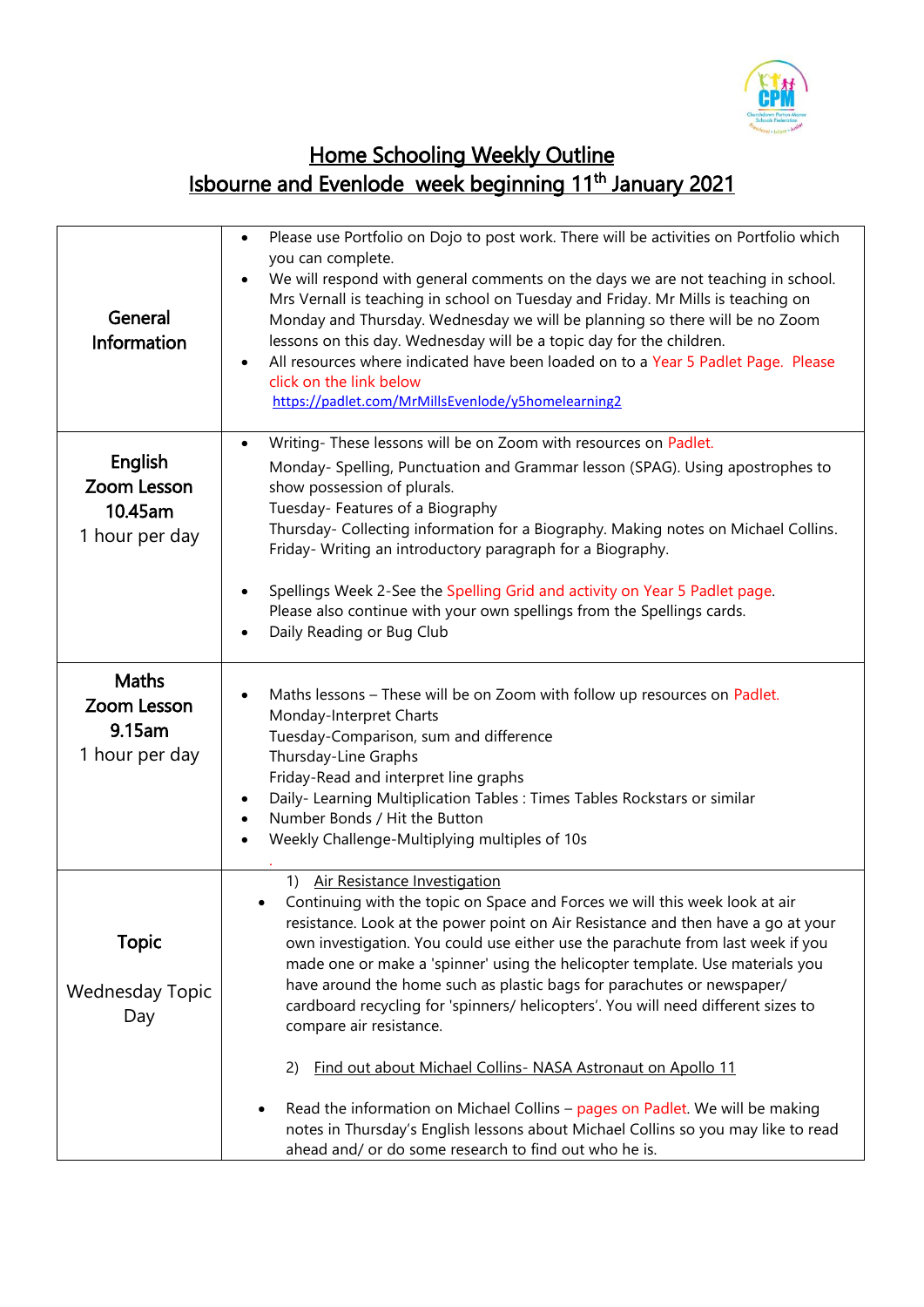# Home Schooling Weekly Outline

## Isbourne and Evenlode week beginning 11th January 2021

| | |
|---|---|
| **General Information** | • Please use Portfolio on Dojo to post work. There will be activities on Portfolio which you can complete.<br>• We will respond with general comments on the days we are not teaching in school. Mrs Vernall is teaching in school on Tuesday and Friday. Mr Mills is teaching on Monday and Thursday. Wednesday we will be planning so there will be no Zoom lessons on this day. Wednesday will be a topic day for the children.<br>• All resources where indicated have been loaded on to a Year 5 Padlet Page. Please click on the link below<br>https://padlet.com/MrMillsEvenlode/y5homelearning2 |
| **English Zoom Lesson 10.45am** 1 hour per day | • Writing- These lessons will be on Zoom with resources on Padlet.<br>Monday- Spelling, Punctuation and Grammar lesson (SPAG). Using apostrophes to show possession of plurals.<br>Tuesday- Features of a Biography<br>Thursday- Collecting information for a Biography. Making notes on Michael Collins.<br>Friday- Writing an introductory paragraph for a Biography.<br><br>• Spellings Week 2-See the Spelling Grid and activity on Year 5 Padlet page.<br>Please also continue with your own spellings from the Spellings cards.<br>• Daily Reading or Bug Club |
| **Maths Zoom Lesson 9.15am** 1 hour per day | • Maths lessons – These will be on Zoom with follow up resources on Padlet.<br>Monday-Interpret Charts<br>Tuesday-Comparison, sum and difference<br>Thursday-Line Graphs<br>Friday-Read and interpret line graphs<br>• Daily- Learning Multiplication Tables : Times Tables Rockstars or similar<br>• Number Bonds / Hit the Button<br>• Weekly Challenge-Multiplying multiples of 10s |
| **Topic**<br><br>Wednesday Topic Day | 1) Air Resistance Investigation<br>• Continuing with the topic on Space and Forces we will this week look at air resistance. Look at the power point on Air Resistance and then have a go at your own investigation. You could use either use the parachute from last week if you made one or make a 'spinner' using the helicopter template. Use materials you have around the home such as plastic bags for parachutes or newspaper/ cardboard recycling for 'spinners/ helicopters'. You will need different sizes to compare air resistance.<br><br>2) Find out about Michael Collins- NASA Astronaut on Apollo 11<br><br>• Read the information on Michael Collins – pages on Padlet. We will be making notes in Thursday's English lessons about Michael Collins so you may like to read ahead and/ or do some research to find out who he is. |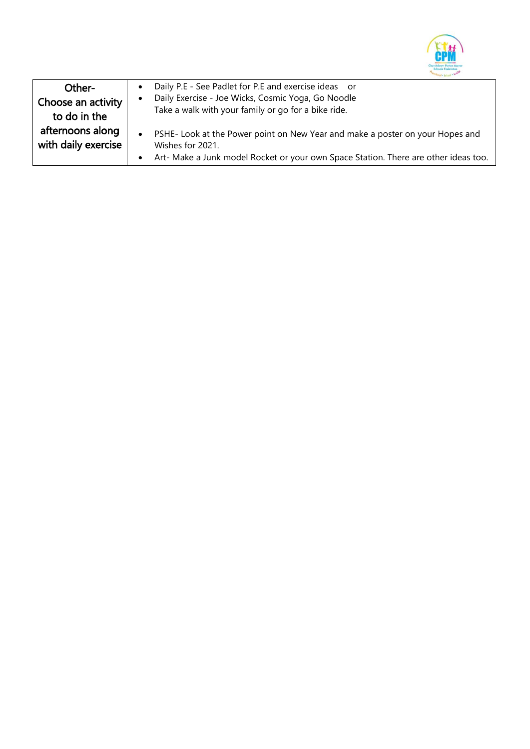| | |
|---|---|
| Other- Choose an activity to do in the afternoons along with daily exercise | • Daily P.E - See Padlet for P.E and exercise ideas or<br>• Daily Exercise - Joe Wicks, Cosmic Yoga, Go Noodle<br>Take a walk with your family or go for a bike ride.<br><br>• PSHE- Look at the Power point on New Year and make a poster on your Hopes and Wishes for 2021.<br>• Art- Make a Junk model Rocket or your own Space Station. There are other ideas too. |